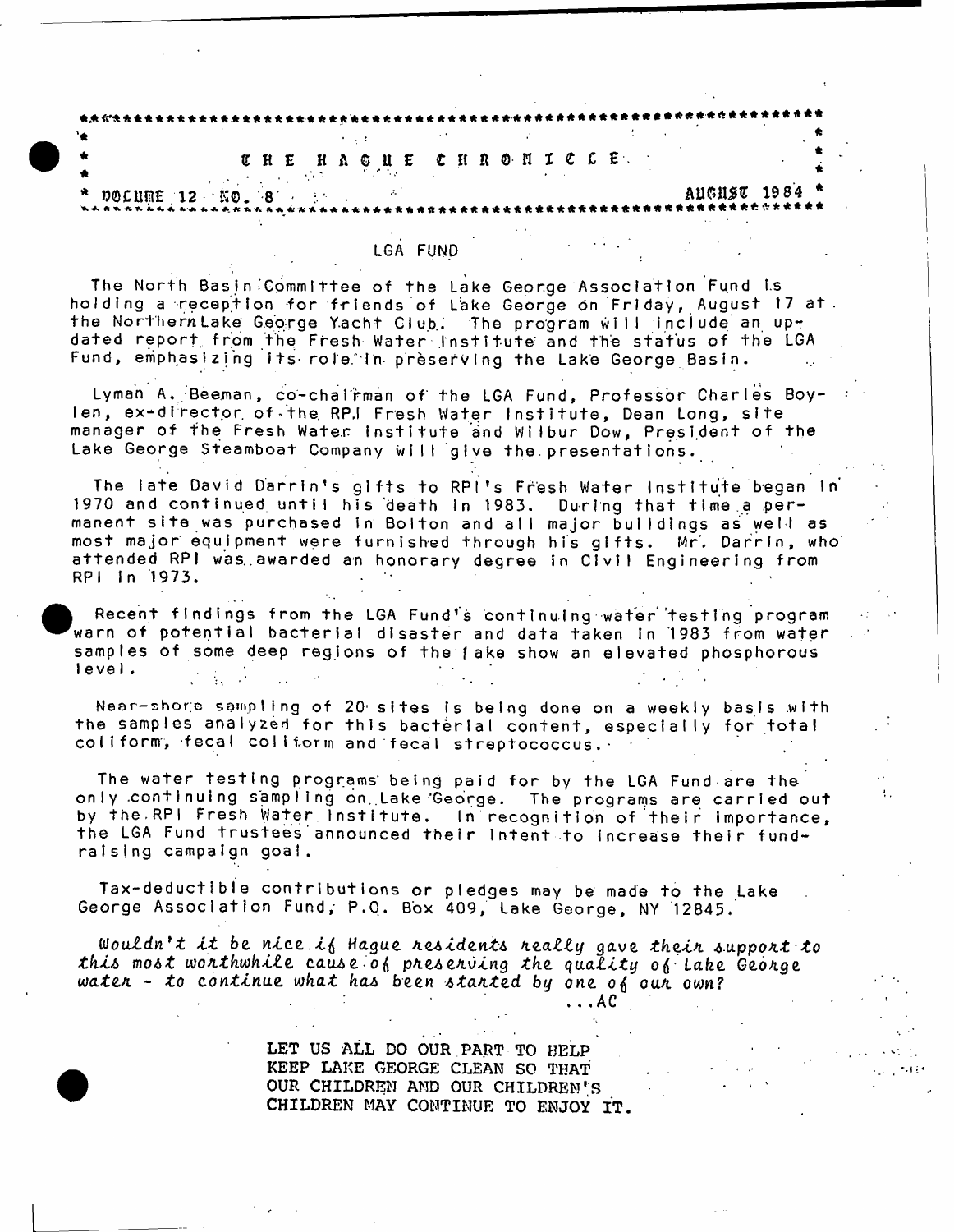# THE HAGUE CHRONICLE

VOLUME 12 NO. 8 AUGUST 1984

## LGA FUND

The North Basin Committee of the Lake George Association Fund is holding a reception for friends of Lake George on Friday, August 17 at the Northern Lake George Yacht Club. The program will include an updated report from the Fresh Water Institute and the status of the LGA Fund, emphasizing its role in preserving the Lake George Basin.

Lyman A. Beeman, co-chairman of the LGA Fund, Professor Charles Boylen, ex-director of the RPI Fresh Water Institute, Dean Long, site manager of the Fresh Water Institute and Wilbur Dow, President of the Lake George Steamboat Company will give the presentations.

The late David Darrin's gifts to RPI's Fresh Water Institute began in 1970 and continued until his death in 1983. During that time a permanent site was purchased in Bolton and all major buildings as well as most major equipment were furnished through his gifts. Mr. Darrin, who attended RPI was awarded an honorary degree in Civil Engineering from RPI in 1973.

Recent findings from the LGA Fund's continuing water testing program warn of potential bacterial disaster and data taken in 1983 from water samples of some deep regions of the lake show an elevated phosphorous level.

Near-shore sampling of 20 sites is being done on a weekly basis with the samples analyzed for this bacterial content, especially for total coliform, fecal coliform and fecal streptococcus.

The water testing programs being paid for by the LGA Fund are the only continuing sampling on Lake George. The programs are carried out by the RPI Fresh Water Institute. In recognition of their importance, the LGA Fund trustees announced their intent to increase their fund-raising campaign goal.

Tax-deductible contributions or pledges may be made to the Lake George Association Fund, P.O. Box 409, Lake George, NY 12845.

*Wouldn't it be nice if Hague residents really gave their support to this most worthwhile cause of preserving the quality of Lake George water - to continue what has been started by one of our own?*

...AC

LET US ALL DO OUR PART TO HELP KEEP LAKE GEORGE CLEAN SO THAT OUR CHILDREN AND OUR CHILDREN'S CHILDREN MAY CONTINUE TO ENJOY IT.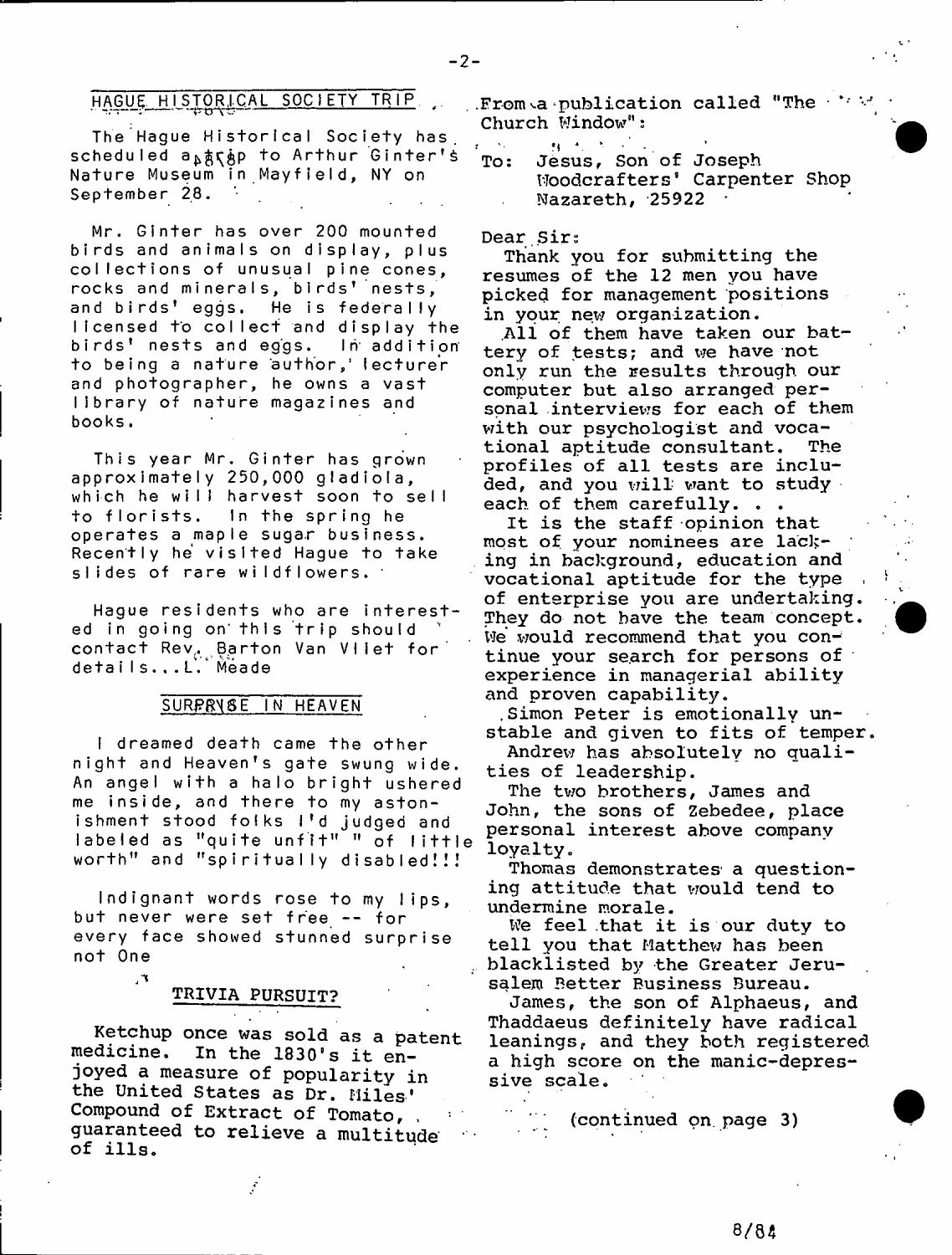## HAGUE HISTORICAL SOCIETY TRIP

The Hague Historical Society has scheduled a trip to Arthur Ginter's Nature Museum in Mayfield, NY on September 28.

Mr. Ginter has over 200 mounted birds and animals on display, plus collections of unusual pine cones, rocks and minerals, birds' nests, and birds' eggs. He is federally licensed to collect and display the birds' nests and eggs. In addition to being a nature author, lecturer and photographer, he owns a vast library of nature magazines and books.

This year Mr. Ginter has grown approximately 250,000 gladiola, which he will harvest soon to sell to florists. In the spring he operates a maple sugar business. Recently he visited Hague to take slides of rare wildflowers.

Hague residents who are interested in going on this trip should contact Rev. Barton Van Vliet for details...L. Meade

## SURPRISE IN HEAVEN

I dreamed death came the other night and Heaven's gate swung wide. An angel with a halo bright ushered me inside, and there to my astonishment stood folks I'd judged and labeled as "quite unfit" " of little worth" and "spiritually disabled!!!

Indignant words rose to my lips, but never were set free -- for every face showed stunned surprise not One

## TRIVIA PURSUIT?

Ketchup once was sold as a patent medicine. In the 1830's it enjoyed a measure of popularity in the United States as Dr. Miles' Compound of Extract of Tomato, guaranteed to relieve a multitude of ills.

From a publication called "The Church Window":

To: Jesus, Son of Joseph
Woodcrafters' Carpenter Shop
Nazareth, 25922

Dear Sir:

Thank you for submitting the resumes of the 12 men you have picked for management positions in your new organization.

All of them have taken our battery of tests; and we have not only run the results through our computer but also arranged personal interviews for each of them with our psychologist and vocational aptitude consultant. The profiles of all tests are included, and you will want to study each of them carefully. . .

It is the staff opinion that most of your nominees are lacking in background, education and vocational aptitude for the type of enterprise you are undertaking. They do not have the team concept. We would recommend that you continue your search for persons of experience in managerial ability and proven capability.

Simon Peter is emotionally unstable and given to fits of temper.

Andrew has absolutely no qualities of leadership.

The two brothers, James and John, the sons of Zebedee, place personal interest above company loyalty.

Thomas demonstrates a questioning attitude that would tend to undermine morale.

We feel that it is our duty to tell you that Matthew has been blacklisted by the Greater Jerusalem Better Business Bureau.

James, the son of Alphaeus, and Thaddaeus definitely have radical leanings, and they both registered a high score on the manic-depressive scale.

(continued on page 3)

8/84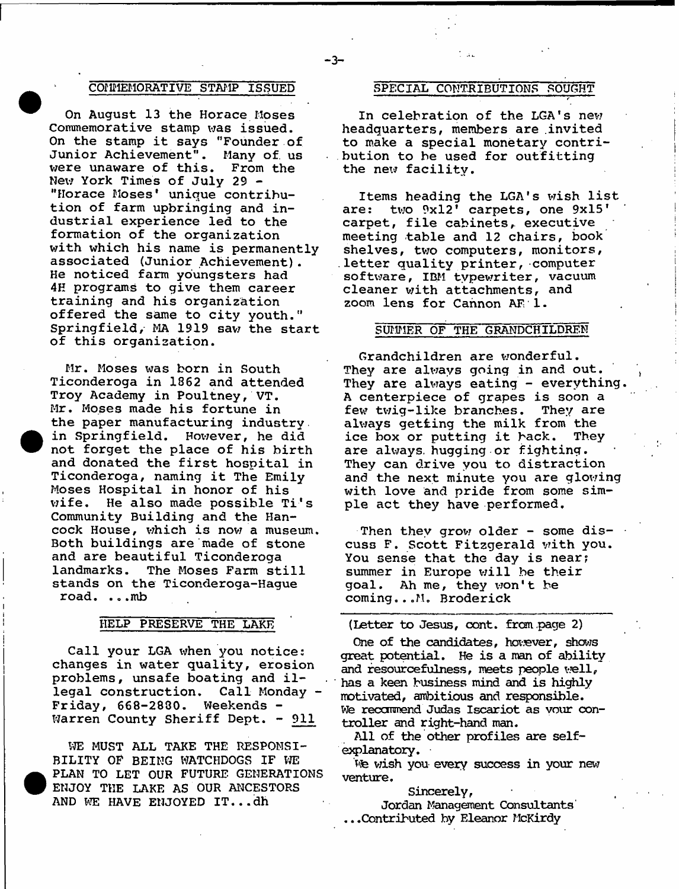## COMMEMORATIVE STAMP ISSUED

On August 13 the Horace Moses Commemorative stamp was issued. On the stamp it says "Founder of Junior Achievement". Many of us were unaware of this. From the New York Times of July 29 - "Horace Moses' unique contribution of farm upbringing and industrial experience led to the formation of the organization with which his name is permanently associated (Junior Achievement). He noticed farm youngsters had 4H programs to give them career training and his organization offered the same to city youth." Springfield, MA 1919 saw the start of this organization.

Mr. Moses was born in South Ticonderoga in 1862 and attended Troy Academy in Poultney, VT. Mr. Moses made his fortune in the paper manufacturing industry in Springfield. However, he did not forget the place of his birth and donated the first hospital in Ticonderoga, naming it The Emily Moses Hospital in honor of his wife. He also made possible Ti's Community Building and the Hancock House, which is now a museum. Both buildings are made of stone and are beautiful Ticonderoga landmarks. The Moses Farm still stands on the Ticonderoga-Hague road. ...mb

## HELP PRESERVE THE LAKE

Call your LGA when you notice: changes in water quality, erosion problems, unsafe boating and illegal construction. Call Monday - Friday, 668-2880. Weekends - Warren County Sheriff Dept. - 911

WE MUST ALL TAKE THE RESPONSIBILITY OF BEING WATCHDOGS IF WE PLAN TO LET OUR FUTURE GENERATIONS ENJOY THE LAKE AS OUR ANCESTORS AND WE HAVE ENJOYED IT...dh

## SPECIAL CONTRIBUTIONS SOUGHT

In celebration of the LGA's new headquarters, members are invited to make a special monetary contribution to be used for outfitting the new facility.

Items heading the LGA's wish list are: two 9x12' carpets, one 9x15' carpet, file cabinets, executive meeting table and 12 chairs, book shelves, two computers, monitors, letter quality printer, computer software, IBM typewriter, vacuum cleaner with attachments, and zoom lens for Cannon AE 1.

## SUMMER OF THE GRANDCHILDREN

Grandchildren are wonderful. They are always going in and out. They are always eating - everything. A centerpiece of grapes is soon a few twig-like branches. They are always getting the milk from the ice box or putting it back. They are always hugging or fighting. They can drive you to distraction and the next minute you are glowing with love and pride from some simple act they have performed.

Then they grow older - some discuss F. Scott Fitzgerald with you. You sense that the day is near; summer in Europe will be their goal. Ah me, they won't be coming...M. Broderick

---

(Letter to Jesus, cont. from page 2)

One of the candidates, however, shows great potential. He is a man of ability and resourcefulness, meets people well, has a keen business mind and is highly motivated, ambitious and responsible. We recommend Judas Iscariot as your controller and right-hand man.

All of the other profiles are self-explanatory.

We wish you every success in your new venture.

Sincerely,

Jordan Management Consultants

...Contributed by Eleanor McKirdy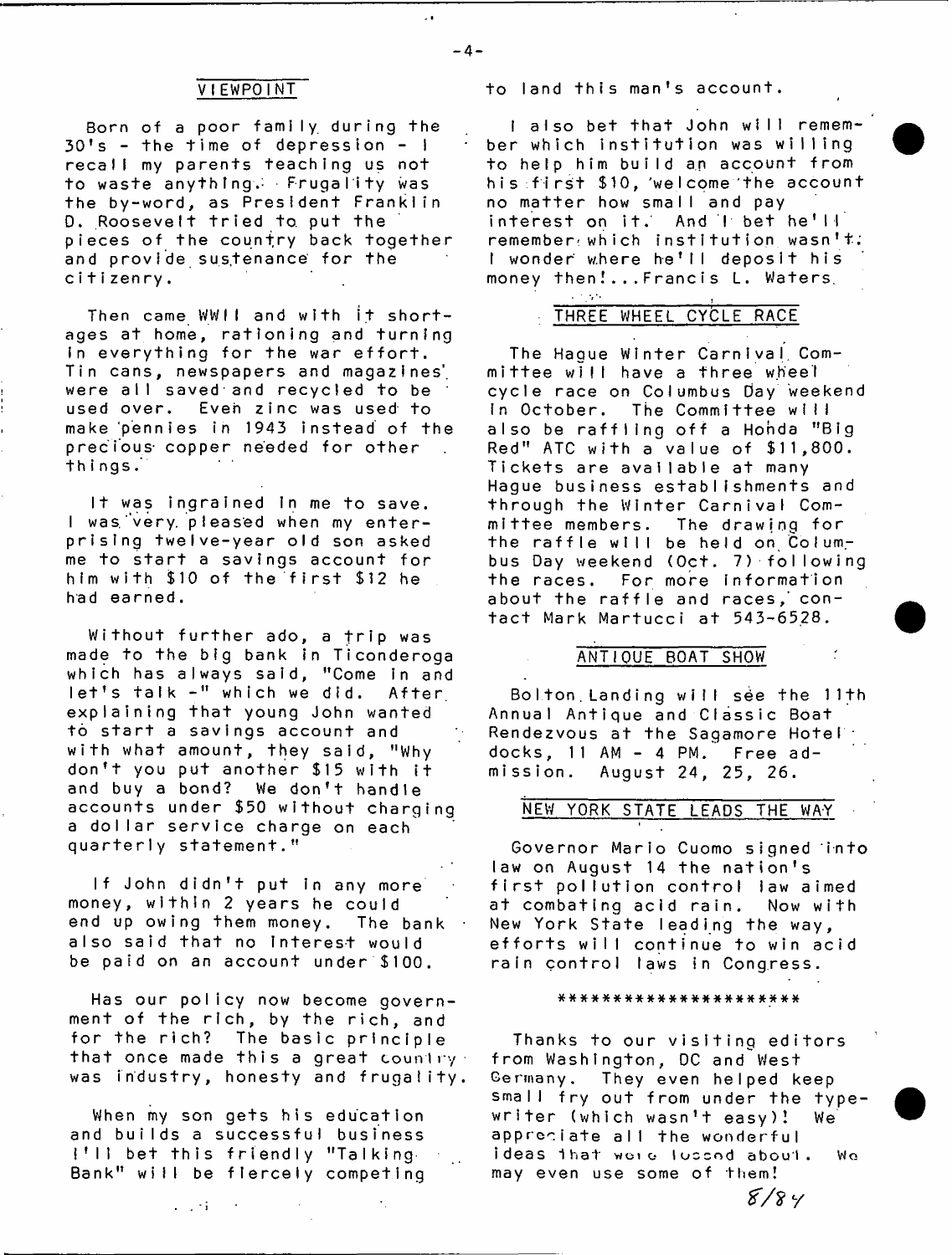## VIEWPOINT

Born of a poor family during the 30's - the time of depression - I recall my parents teaching us not to waste anything. Frugality was the by-word, as President Franklin D. Roosevelt tried to put the pieces of the country back together and provide sustenance for the citizenry.

Then came WWII and with it shortages at home, rationing and turning in everything for the war effort. Tin cans, newspapers and magazines were all saved and recycled to be used over. Even zinc was used to make pennies in 1943 instead of the precious copper needed for other things.

It was ingrained in me to save. I was very pleased when my enterprising twelve-year old son asked me to start a savings account for him with $10 of the first $12 he had earned.

Without further ado, a trip was made to the big bank in Ticonderoga which has always said, "Come in and let's talk -" which we did. After explaining that young John wanted to start a savings account and with what amount, they said, "Why don't you put another $15 with it and buy a bond? We don't handle accounts under $50 without charging a dollar service charge on each quarterly statement."

If John didn't put in any more money, within 2 years he could end up owing them money. The bank also said that no interest would be paid on an account under $100.

Has our policy now become government of the rich, by the rich, and for the rich? The basic principle that once made this a great country was industry, honesty and frugality.

When my son gets his education and builds a successful business I'll bet this friendly "Talking Bank" will be fiercely competing to land this man's account.

I also bet that John will remember which institution was willing to help him build an account from his first $10, welcome the account no matter how small and pay interest on it. And I bet he'll remember which institution wasn't. I wonder where he'll deposit his money then!...Francis L. Waters

## THREE WHEEL CYCLE RACE

The Hague Winter Carnival Committee will have a three wheel cycle race on Columbus Day weekend in October. The Committee will also be raffling off a Honda "Big Red" ATC with a value of $11,800. Tickets are available at many Hague business establishments and through the Winter Carnival Committee members. The drawing for the raffle will be held on Columbus Day weekend (Oct. 7) following the races. For more information about the raffle and races, contact Mark Martucci at 543-6528.

## ANTIQUE BOAT SHOW

Bolton Landing will see the 11th Annual Antique and Classic Boat Rendezvous at the Sagamore Hotel docks, 11 AM - 4 PM. Free admission. August 24, 25, 26.

## NEW YORK STATE LEADS THE WAY

Governor Mario Cuomo signed into law on August 14 the nation's first pollution control law aimed at combating acid rain. Now with New York State leading the way, efforts will continue to win acid rain control laws in Congress.

*********************

Thanks to our visiting editors from Washington, DC and West Germany. They even helped keep small fry out from under the typewriter (which wasn't easy)! We appreciate all the wonderful ideas that were tossed about. We may even use some of them!

8/84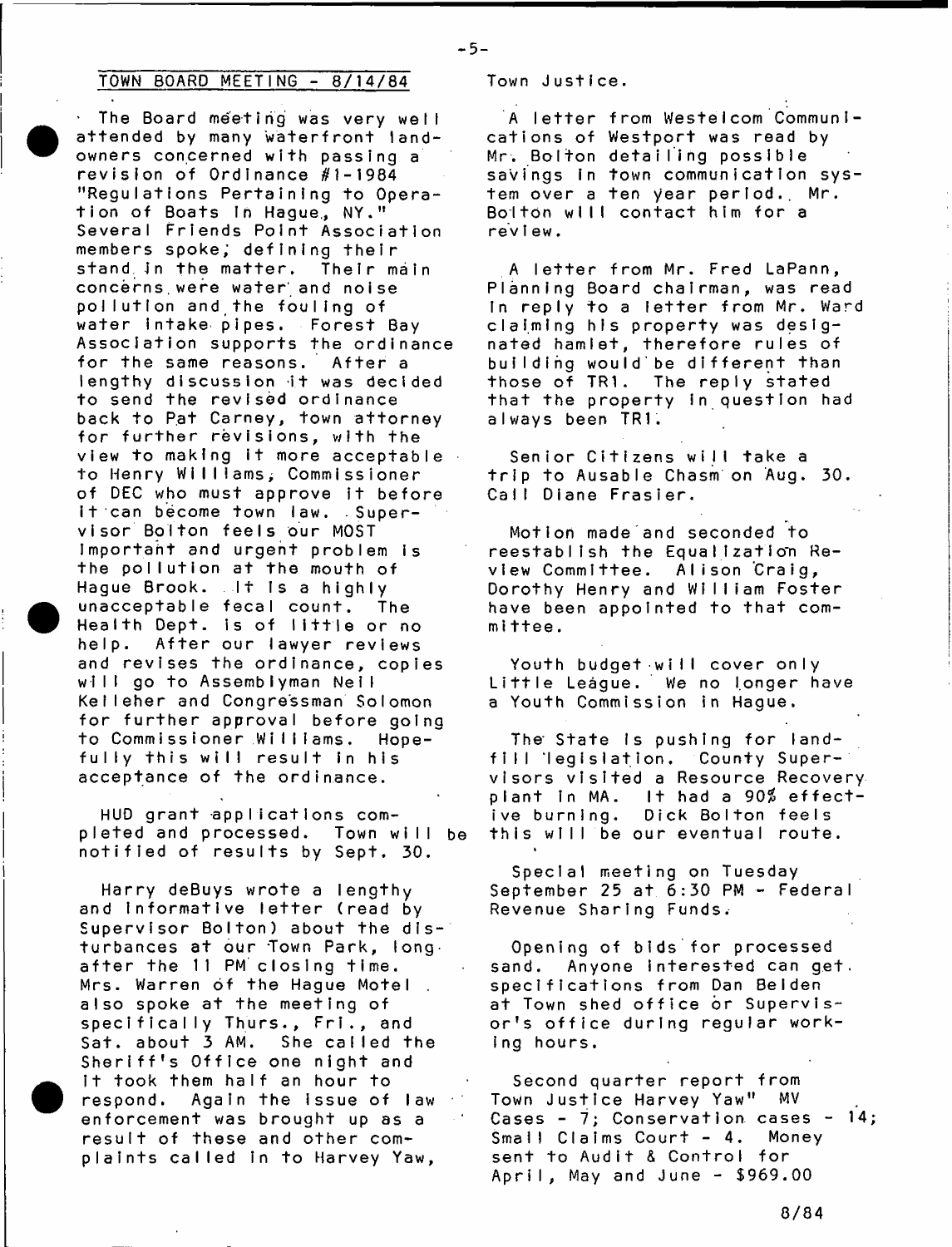## TOWN BOARD MEETING - 8/14/84

The Board meeting was very well attended by many waterfront landowners concerned with passing a revision of Ordinance #1-1984 "Regulations Pertaining to Operation of Boats In Hague, NY." Several Friends Point Association members spoke, defining their stand in the matter. Their main concerns were water and noise pollution and the fouling of water intake pipes. Forest Bay Association supports the ordinance for the same reasons. After a lengthy discussion it was decided to send the revised ordinance back to Pat Carney, town attorney for further revisions, with the view to making it more acceptable to Henry Williams, Commissioner of DEC who must approve it before it can become town law. Supervisor Bolton feels our MOST important and urgent problem is the pollution at the mouth of Hague Brook. It is a highly unacceptable fecal count. The Health Dept. is of little or no help. After our lawyer reviews and revises the ordinance, copies will go to Assemblyman Neil Kelleher and Congressman Solomon for further approval before going to Commissioner Williams. Hopefully this will result in his acceptance of the ordinance.

HUD grant applications completed and processed. Town will be notified of results by Sept. 30.

Harry deBuys wrote a lengthy and informative letter (read by Supervisor Bolton) about the disturbances at our Town Park, long after the 11 PM closing time. Mrs. Warren of the Hague Motel also spoke at the meeting of specifically Thurs., Fri., and Sat. about 3 AM. She called the Sheriff's Office one night and it took them half an hour to respond. Again the issue of law enforcement was brought up as a result of these and other complaints called in to Harvey Yaw, Town Justice.

A letter from Westelcom Communications of Westport was read by Mr. Bolton detailing possible savings in town communication system over a ten year period. Mr. Bolton will contact him for a review.

A letter from Mr. Fred LaPann, Planning Board chairman, was read in reply to a letter from Mr. Ward claiming his property was designated hamlet, therefore rules of building would be different than those of TR1. The reply stated that the property in question had always been TR1.

Senior Citizens will take a trip to Ausable Chasm on Aug. 30. Call Diane Frasier.

Motion made and seconded to reestablish the Equalization Review Committee. Alison Craig, Dorothy Henry and William Foster have been appointed to that committee.

Youth budget will cover only Little League. We no longer have a Youth Commission in Hague.

The State is pushing for landfill legislation. County Supervisors visited a Resource Recovery plant in MA. It had a 90% effective burning. Dick Bolton feels this will be our eventual route.

Special meeting on Tuesday September 25 at 6:30 PM - Federal Revenue Sharing Funds.

Opening of bids for processed sand. Anyone interested can get specifications from Dan Belden at Town shed office or Supervisor's office during regular working hours.

Second quarter report from Town Justice Harvey Yaw" MV Cases - 7; Conservation cases - 14; Small Claims Court - 4. Money sent to Audit & Control for April, May and June - $969.00

8/84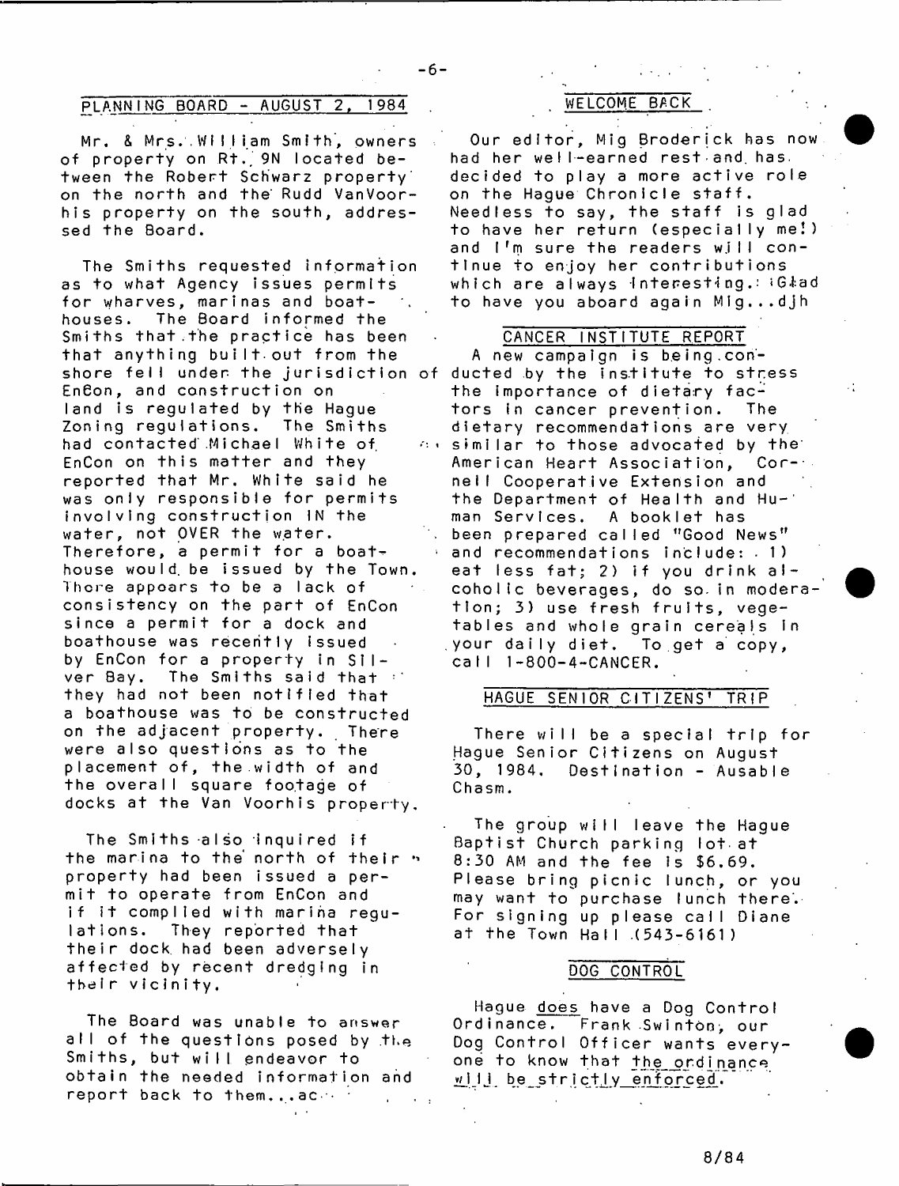## PLANNING BOARD - AUGUST 2, 1984

Mr. & Mrs. William Smith, owners of property on Rt. 9N located between the Robert Schwarz property on the north and the Rudd VanVoorhis property on the south, addressed the Board.

The Smiths requested information as to what Agency issues permits for wharves, marinas and boathouses. The Board informed the Smiths that the practice has been that anything built out from the shore fell under the jurisdiction of EnCon, and construction on land is regulated by the Hague Zoning regulations. The Smiths had contacted Michael White of EnCon on this matter and they reported that Mr. White said he was only responsible for permits involving construction IN the water, not OVER the water. Therefore, a permit for a boathouse would be issued by the Town. There appears to be a lack of consistency on the part of EnCon since a permit for a dock and boathouse was recently issued by EnCon for a property in Silver Bay. The Smiths said that they had not been notified that a boathouse was to be constructed on the adjacent property. There were also questions as to the placement of, the width of and the overall square footage of docks at the Van Voorhis property.

The Smiths also inquired if the marina to the north of their property had been issued a permit to operate from EnCon and if it complied with marina regulations. They reported that their dock had been adversely affected by recent dredging in their vicinity.

The Board was unable to answer all of the questions posed by the Smiths, but will endeavor to obtain the needed information and report back to them...ac

## WELCOME BACK

Our editor, Mig Broderick has now had her well-earned rest and has decided to play a more active role on the Hague Chronicle staff. Needless to say, the staff is glad to have her return (especially me!) and I'm sure the readers will continue to enjoy her contributions which are always interesting. Glad to have you aboard again Mig...djh

## CANCER INSTITUTE REPORT

A new campaign is being conducted by the Institute to stress the importance of dietary factors in cancer prevention. The dietary recommendations are very similar to those advocated by the American Heart Association, Cornell Cooperative Extension and the Department of Health and Human Services. A booklet has been prepared called "Good News" and recommendations include: 1) eat less fat; 2) if you drink alcoholic beverages, do so in moderation; 3) use fresh fruits, vegetables and whole grain cereals in your daily diet. To get a copy, call 1-800-4-CANCER.

## HAGUE SENIOR CITIZENS' TRIP

There will be a special trip for Hague Senior Citizens on August 30, 1984. Destination - Ausable Chasm.

The group will leave the Hague Baptist Church parking lot at 8:30 AM and the fee is $6.69. Please bring picnic lunch, or you may want to purchase lunch there. For signing up please call Diane at the Town Hall (543-6161)

## DOG CONTROL

Hague does have a Dog Control Ordinance. Frank Swinton, our Dog Control Officer wants everyone to know that the ordinance will be strictly enforced.

8/84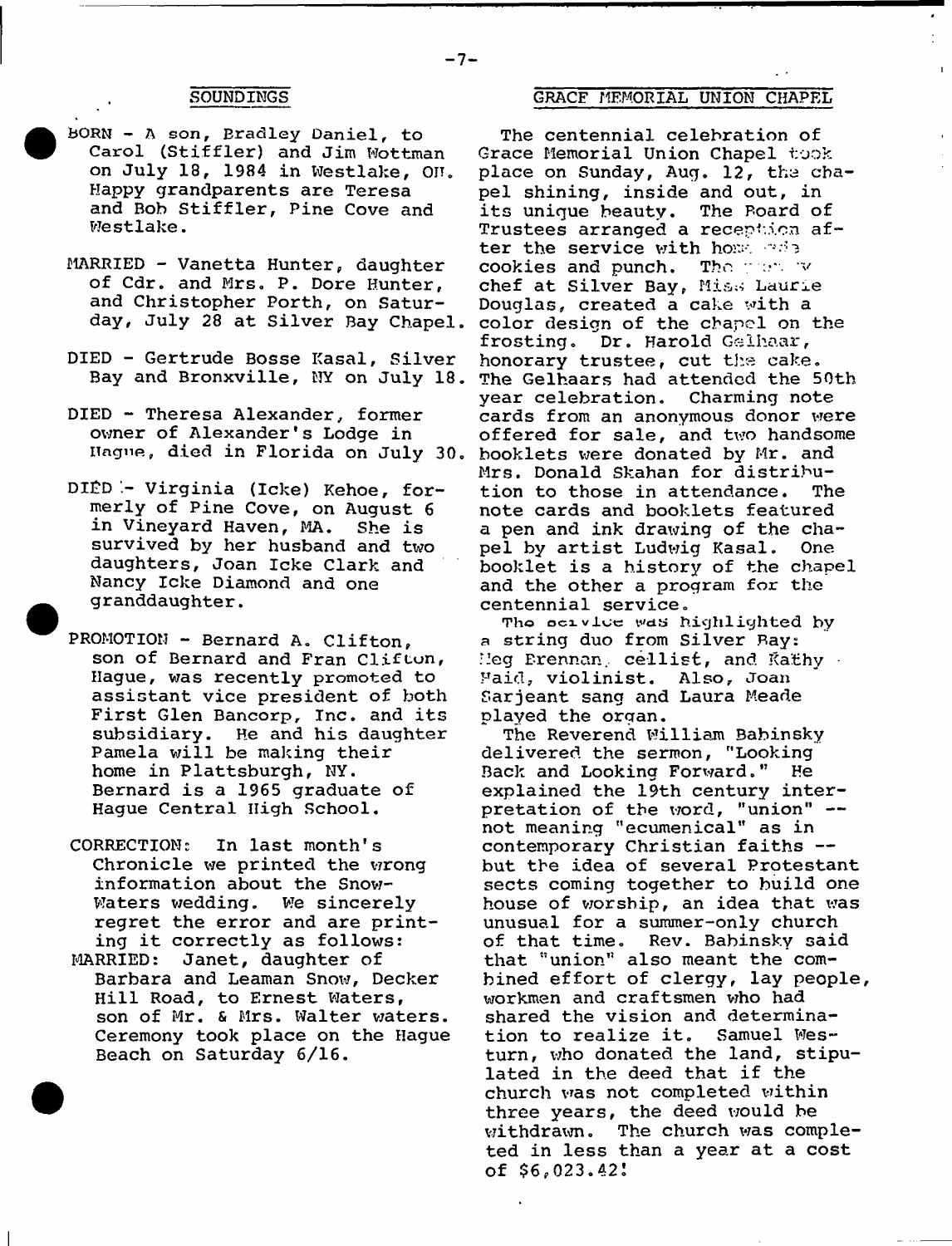## SOUNDINGS

BORN - A son, Bradley Daniel, to Carol (Stiffler) and Jim Wottman on July 18, 1984 in Westlake, OH. Happy grandparents are Teresa and Bob Stiffler, Pine Cove and Westlake.

MARRIED - Vanetta Hunter, daughter of Cdr. and Mrs. P. Dore Hunter, and Christopher Porth, on Saturday, July 28 at Silver Bay Chapel.

DIED - Gertrude Bosse Kasal, Silver Bay and Bronxville, NY on July 18.

DIED - Theresa Alexander, former owner of Alexander's Lodge in Hague, died in Florida on July 30.

DIED - Virginia (Icke) Kehoe, formerly of Pine Cove, on August 6 in Vineyard Haven, MA. She is survived by her husband and two daughters, Joan Icke Clark and Nancy Icke Diamond and one granddaughter.

PROMOTION - Bernard A. Clifton, son of Bernard and Fran Clifton, Hague, was recently promoted to assistant vice president of both First Glen Bancorp, Inc. and its subsidiary. He and his daughter Pamela will be making their home in Plattsburgh, NY. Bernard is a 1965 graduate of Hague Central High School.

CORRECTION: In last month's Chronicle we printed the wrong information about the Snow-Waters wedding. We sincerely regret the error and are printing it correctly as follows:
MARRIED: Janet, daughter of Barbara and Leaman Snow, Decker Hill Road, to Ernest Waters, son of Mr. & Mrs. Walter waters. Ceremony took place on the Hague Beach on Saturday 6/16.

## GRACE MEMORIAL UNION CHAPEL

The centennial celebration of Grace Memorial Union Chapel took place on Sunday, Aug. 12, the chapel shining, inside and out, in its unique beauty. The Board of Trustees arranged a reception after the service with home made cookies and punch. The pastry chef at Silver Bay, Miss Laurie Douglas, created a cake with a color design of the chapel on the frosting. Dr. Harold Gelhaar, honorary trustee, cut the cake. The Gelhaars had attended the 50th year celebration. Charming note cards from an anonymous donor were offered for sale, and two handsome booklets were donated by Mr. and Mrs. Donald Skahan for distribution to those in attendance. The note cards and booklets featured a pen and ink drawing of the chapel by artist Ludwig Kasal. One booklet is a history of the chapel and the other a program for the centennial service.

The service was highlighted by a string duo from Silver Bay: Meg Brennan, cellist, and Kathy Maid, violinist. Also, Joan Sarjeant sang and Laura Meade played the organ.

The Reverend William Babinsky delivered the sermon, "Looking Back and Looking Forward." He explained the 19th century interpretation of the word, "union" -- not meaning "ecumenical" as in contemporary Christian faiths -- but the idea of several Protestant sects coming together to build one house of worship, an idea that was unusual for a summer-only church of that time. Rev. Babinsky said that "union" also meant the combined effort of clergy, lay people, workmen and craftsmen who had shared the vision and determination to realize it. Samuel Westurn, who donated the land, stipulated in the deed that if the church was not completed within three years, the deed would be withdrawn. The church was completed in less than a year at a cost of $6,023.42!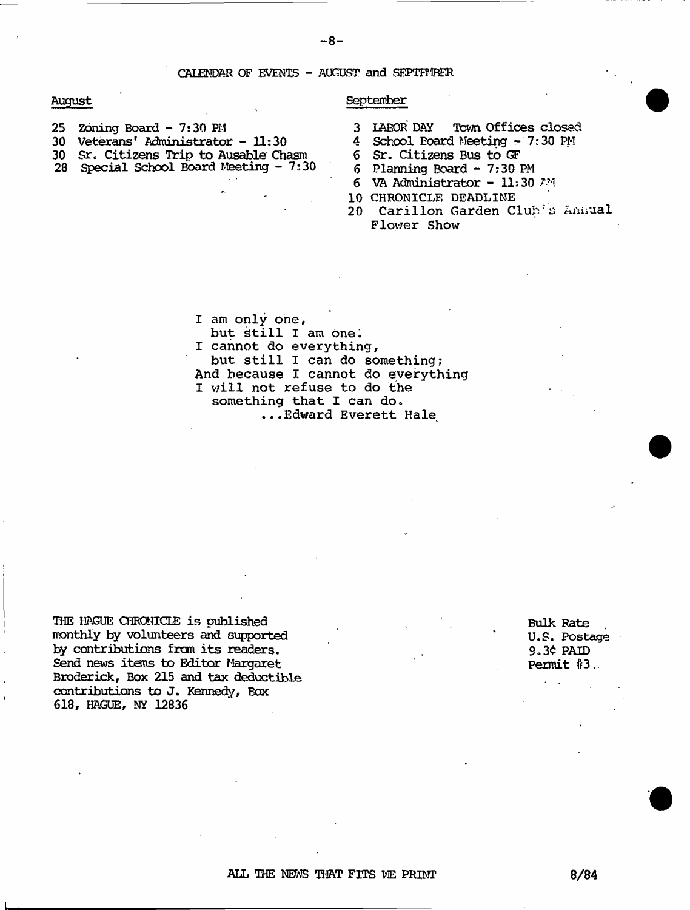## CALENDAR OF EVENTS - AUGUST and SEPTEMBER

**August**

- 25 Zoning Board - 7:30 PM
- 30 Veterans' Administrator - 11:30
- 30 Sr. Citizens Trip to Ausable Chasm
- 28 Special School Board Meeting - 7:30

**September**

- 3 LABOR DAY Town Offices closed
- 4 School Board Meeting - 7:30 PM
- 6 Sr. Citizens Bus to GF
- 6 Planning Board - 7:30 PM
- 6 VA Administrator - 11:30 AM
- 10 CHRONICLE DEADLINE
- 20 Carillon Garden Club's Annual Flower Show

I am only one,
but still I am one.
I cannot do everything,
but still I can do something;
And because I cannot do everything
I will not refuse to do the
something that I can do.
...Edward Everett Hale

THE HAGUE CHRONICLE is published monthly by volunteers and supported by contributions from its readers. Send news items to Editor Margaret Broderick, Box 215 and tax deductible contributions to J. Kennedy, Box 618, HAGUE, NY 12836

Bulk Rate
U.S. Postage
9.3¢ PAID
Permit #3

ALL THE NEWS THAT FITS WE PRINT 8/84